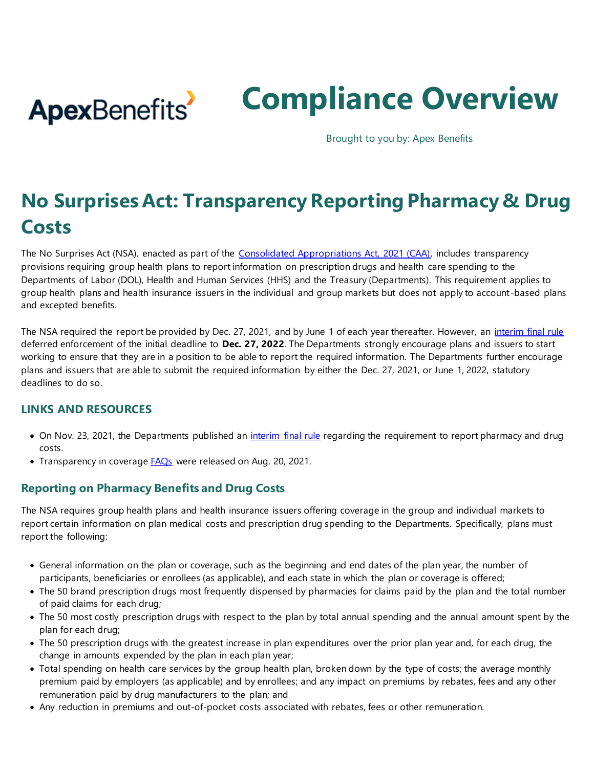ApexBenefits

# Compliance Overview

Brought to you by: Apex Benefits

# No Surprises Act: Transparency Reporting Pharmacy & Drug Costs

The No Surprises Act (NSA), enacted as part of the [Consolidated Appropriations Act, 2021 (CAA)](), includes transparency provisions requiring group health plans to report information on prescription drugs and health care spending to the Departments of Labor (DOL), Health and Human Services (HHS) and the Treasury (Departments). This requirement applies to group health plans and health insurance issuers in the individual and group markets but does not apply to account-based plans and excepted benefits.

The NSA required the report be provided by Dec. 27, 2021, and by June 1 of each year thereafter. However, an [interim final rule]() deferred enforcement of the initial deadline to **Dec. 27, 2022**. The Departments strongly encourage plans and issuers to start working to ensure that they are in a position to be able to report the required information. The Departments further encourage plans and issuers that are able to submit the required information by either the Dec. 27, 2021, or June 1, 2022, statutory deadlines to do so.

### LINKS AND RESOURCES

- On Nov. 23, 2021, the Departments published an [interim final rule]() regarding the requirement to report pharmacy and drug costs.
- Transparency in coverage [FAQs]() were released on Aug. 20, 2021.

## Reporting on Pharmacy Benefits and Drug Costs

The NSA requires group health plans and health insurance issuers offering coverage in the group and individual markets to report certain information on plan medical costs and prescription drug spending to the Departments. Specifically, plans must report the following:

- General information on the plan or coverage, such as the beginning and end dates of the plan year, the number of participants, beneficiaries or enrollees (as applicable), and each state in which the plan or coverage is offered;
- The 50 brand prescription drugs most frequently dispensed by pharmacies for claims paid by the plan and the total number of paid claims for each drug;
- The 50 most costly prescription drugs with respect to the plan by total annual spending and the annual amount spent by the plan for each drug;
- The 50 prescription drugs with the greatest increase in plan expenditures over the prior plan year and, for each drug, the change in amounts expended by the plan in each plan year;
- Total spending on health care services by the group health plan, broken down by the type of costs; the average monthly premium paid by employers (as applicable) and by enrollees; and any impact on premiums by rebates, fees and any other remuneration paid by drug manufacturers to the plan; and
- Any reduction in premiums and out-of-pocket costs associated with rebates, fees or other remuneration.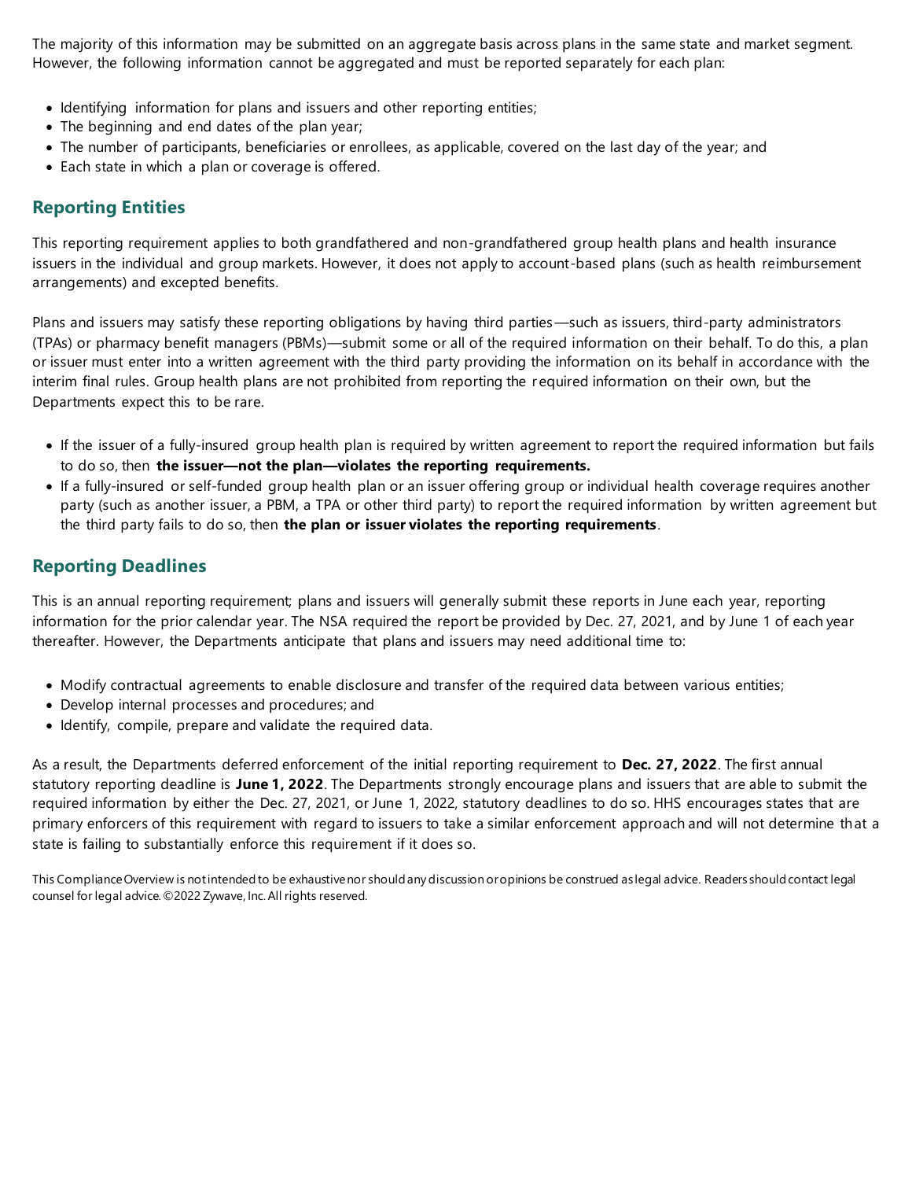The majority of this information may be submitted on an aggregate basis across plans in the same state and market segment. However, the following information cannot be aggregated and must be reported separately for each plan:

- Identifying information for plans and issuers and other reporting entities;
- The beginning and end dates of the plan year;
- The number of participants, beneficiaries or enrollees, as applicable, covered on the last day of the year; and
- Each state in which a plan or coverage is offered.

## Reporting Entities

This reporting requirement applies to both grandfathered and non-grandfathered group health plans and health insurance issuers in the individual and group markets. However, it does not apply to account-based plans (such as health reimbursement arrangements) and excepted benefits.

Plans and issuers may satisfy these reporting obligations by having third parties—such as issuers, third-party administrators (TPAs) or pharmacy benefit managers (PBMs)—submit some or all of the required information on their behalf. To do this, a plan or issuer must enter into a written agreement with the third party providing the information on its behalf in accordance with the interim final rules. Group health plans are not prohibited from reporting the required information on their own, but the Departments expect this to be rare.

- If the issuer of a fully-insured group health plan is required by written agreement to report the required information but fails to do so, then **the issuer—not the plan—violates the reporting requirements.**
- If a fully-insured or self-funded group health plan or an issuer offering group or individual health coverage requires another party (such as another issuer, a PBM, a TPA or other third party) to report the required information by written agreement but the third party fails to do so, then **the plan or issuer violates the reporting requirements**.

## Reporting Deadlines

This is an annual reporting requirement; plans and issuers will generally submit these reports in June each year, reporting information for the prior calendar year. The NSA required the report be provided by Dec. 27, 2021, and by June 1 of each year thereafter. However, the Departments anticipate that plans and issuers may need additional time to:

- Modify contractual agreements to enable disclosure and transfer of the required data between various entities;
- Develop internal processes and procedures; and
- Identify, compile, prepare and validate the required data.

As a result, the Departments deferred enforcement of the initial reporting requirement to **Dec. 27, 2022**. The first annual statutory reporting deadline is **June 1, 2022**. The Departments strongly encourage plans and issuers that are able to submit the required information by either the Dec. 27, 2021, or June 1, 2022, statutory deadlines to do so. HHS encourages states that are primary enforcers of this requirement with regard to issuers to take a similar enforcement approach and will not determine that a state is failing to substantially enforce this requirement if it does so.

This Compliance Overview is not intended to be exhaustive nor should any discussion or opinions be construed as legal advice. Readers should contact legal counsel for legal advice. ©2022 Zywave, Inc. All rights reserved.